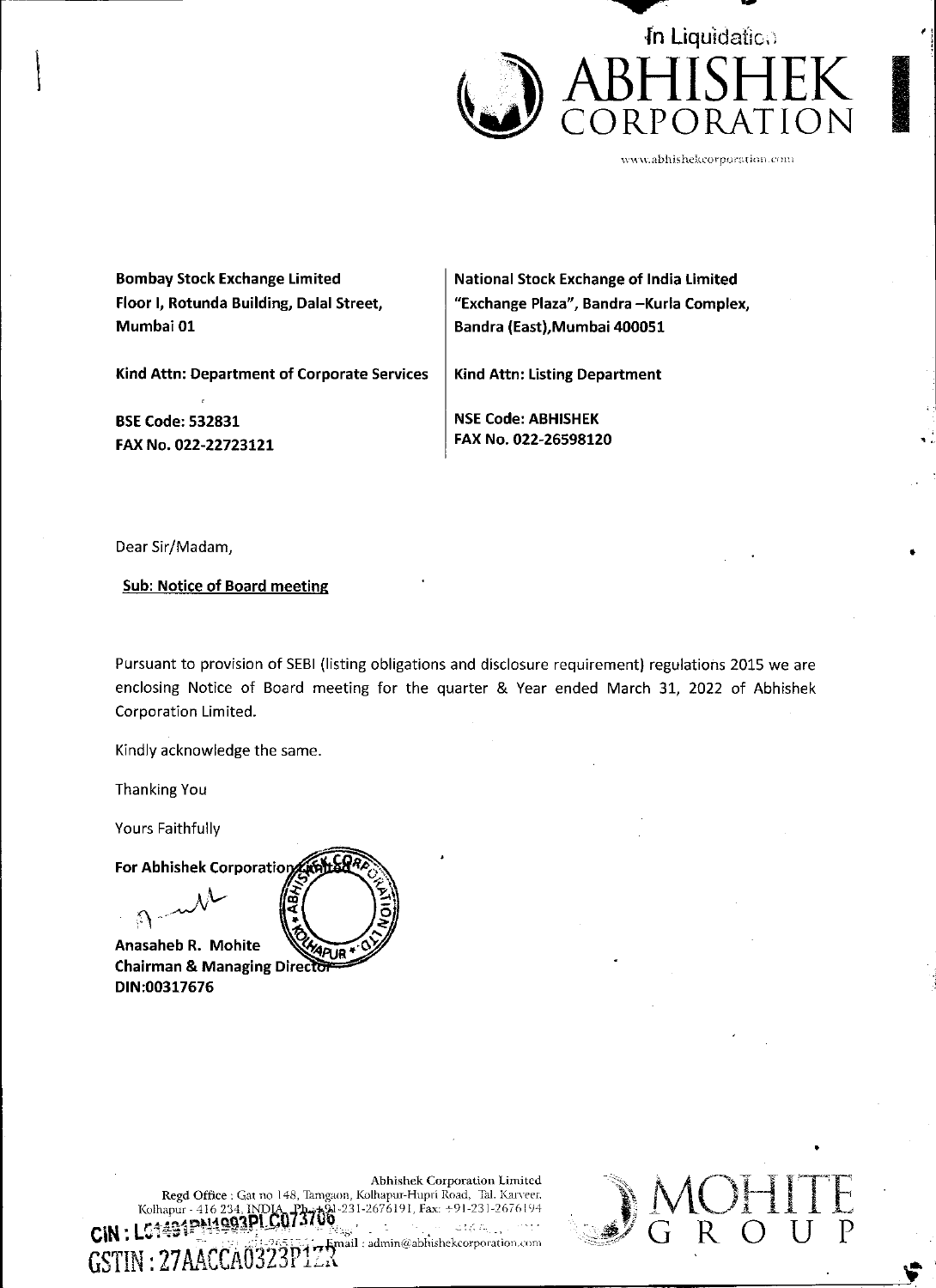In Liquidation

# ABHISHEK CORPORATION

www.abhishekcorporation.com

**Bombay Stock Exchange Limited**
**Floor I, Rotunda Building, Dalal Street,**
**Mumbai 01**

**Kind Attn: Department of Corporate Services**

**BSE Code: 532831**
**FAX No. 022-22723121**

**National Stock Exchange of India Limited**
**"Exchange Plaza", Bandra –Kurla Complex,**
**Bandra (East),Mumbai 400051**

**Kind Attn: Listing Department**

**NSE Code: ABHISHEK**
**FAX No. 022-26598120**

Dear Sir/Madam,

**Sub: Notice of Board meeting**

Pursuant to provision of SEBI (listing obligations and disclosure requirement) regulations 2015 we are enclosing Notice of Board meeting for the quarter & Year ended March 31, 2022 of Abhishek Corporation Limited.

Kindly acknowledge the same.

Thanking You

Yours Faithfully

**For Abhishek Corporation Limited**

**Anasaheb R. Mohite**
**Chairman & Managing Director**
**DIN:00317676**

Abhishek Corporation Limited
Regd Office : Gat no 148, Tamgaon, Kolhapur-Hupri Road, Tal. Karveer. Kolhapur - 416 234. INDIA. Ph: +91-231-2676191, Fax: +91-231-2676194
Email : admin@abhishekcorporation.com

CIN : L51491PN1993PLC073706

GSTIN : 27AACCA0323P1ZR

MOHITE GROUP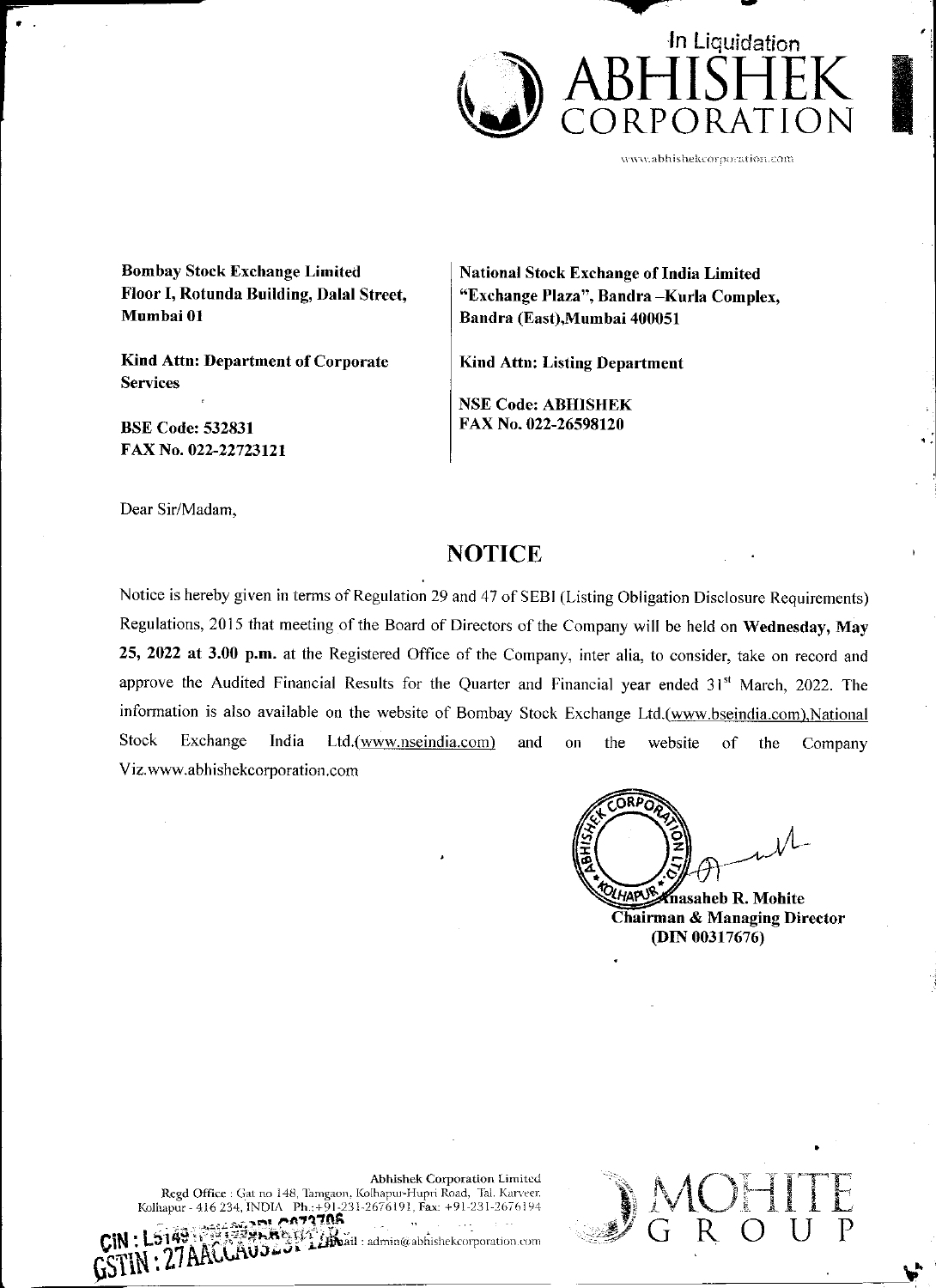In Liquidation

# ABHISHEK CORPORATION

www.abhishekcorporation.com

**Bombay Stock Exchange Limited**
**Floor I, Rotunda Building, Dalal Street,**
**Mumbai 01**

**Kind Attn: Department of Corporate Services**

**BSE Code: 532831**
**FAX No. 022-22723121**

**National Stock Exchange of India Limited**
**"Exchange Plaza", Bandra –Kurla Complex,**
**Bandra (East),Mumbai 400051**

**Kind Attn: Listing Department**

**NSE Code: ABHISHEK**
**FAX No. 022-26598120**

Dear Sir/Madam,

## NOTICE

Notice is hereby given in terms of Regulation 29 and 47 of SEBI (Listing Obligation Disclosure Requirements) Regulations, 2015 that meeting of the Board of Directors of the Company will be held on **Wednesday, May 25, 2022 at 3.00 p.m.** at the Registered Office of the Company, inter alia, to consider, take on record and approve the Audited Financial Results for the Quarter and Financial year ended 31st March, 2022. The information is also available on the website of Bombay Stock Exchange Ltd.(www.bseindia.com),National Stock Exchange India Ltd.(www.nseindia.com) and on the website of the Company Viz.www.abhishekcorporation.com

**Anasaheb R. Mohite**
**Chairman & Managing Director**
**(DIN 00317676)**

Abhishek Corporation Limited
Regd Office : Gat no 148, Tamgaon, Kolhapur-Hupri Road, Tal. Karveer, Kolhapur - 416 234, INDIA Ph.:+91-231-2676191, Fax: +91-231-2676194
CIN : L5149... Email : admin@abhishekcorporation.com
GSTIN : 27AACCA05...

MOHITE GROUP